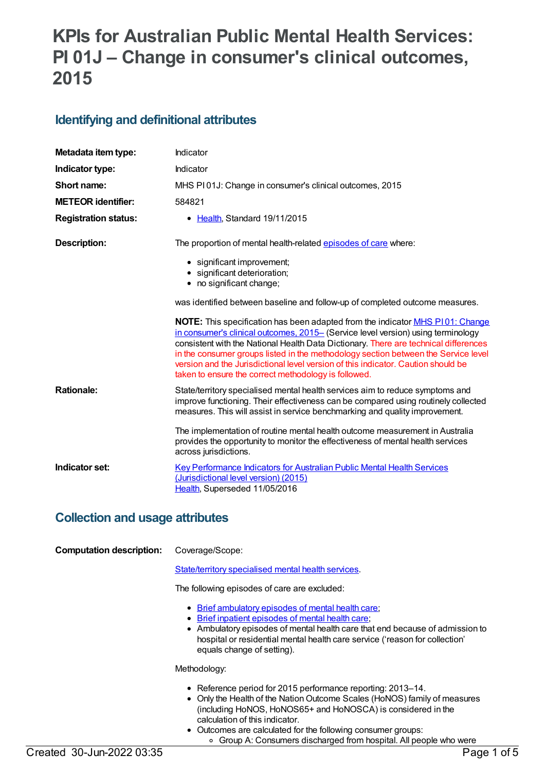# KPIs for Australian Public Mental Health Services: PI 01J – Change in consumer's clinical outcomes, 2015

## Identifying and definitional attributes

**Metadata item type:** Indicator

**Indicator type:** Indicator

**Short name:** MHS PI 01J: Change in consumer's clinical outcomes, 2015

**METEOR identifier:** 584821

**Registration status:**

- Health, Standard 19/11/2015

**Description:** The proportion of mental health-related episodes of care where:

- significant improvement;
- significant deterioration;
- no significant change;

was identified between baseline and follow-up of completed outcome measures.

**NOTE:** This specification has been adapted from the indicator MHS PI 01: Change in consumer's clinical outcomes, 2015– (Service level version) using terminology consistent with the National Health Data Dictionary. There are technical differences in the consumer groups listed in the methodology section between the Service level version and the Jurisdictional level version of this indicator. Caution should be taken to ensure the correct methodology is followed.

**Rationale:** State/territory specialised mental health services aim to reduce symptoms and improve functioning. Their effectiveness can be compared using routinely collected measures. This will assist in service benchmarking and quality improvement.

The implementation of routine mental health outcome measurement in Australia provides the opportunity to monitor the effectiveness of mental health services across jurisdictions.

**Indicator set:** Key Performance Indicators for Australian Public Mental Health Services (Jurisdictional level version) (2015)
Health, Superseded 11/05/2016

## Collection and usage attributes

**Computation description:** Coverage/Scope:

State/territory specialised mental health services.

The following episodes of care are excluded:

- Brief ambulatory episodes of mental health care;
- Brief inpatient episodes of mental health care;
- Ambulatory episodes of mental health care that end because of admission to hospital or residential mental health care service ('reason for collection' equals change of setting).

Methodology:

- Reference period for 2015 performance reporting: 2013–14.
- Only the Health of the Nation Outcome Scales (HoNOS) family of measures (including HoNOS, HoNOS65+ and HoNOSCA) is considered in the calculation of this indicator.
- Outcomes are calculated for the following consumer groups:
  - Group A: Consumers discharged from hospital. All people who were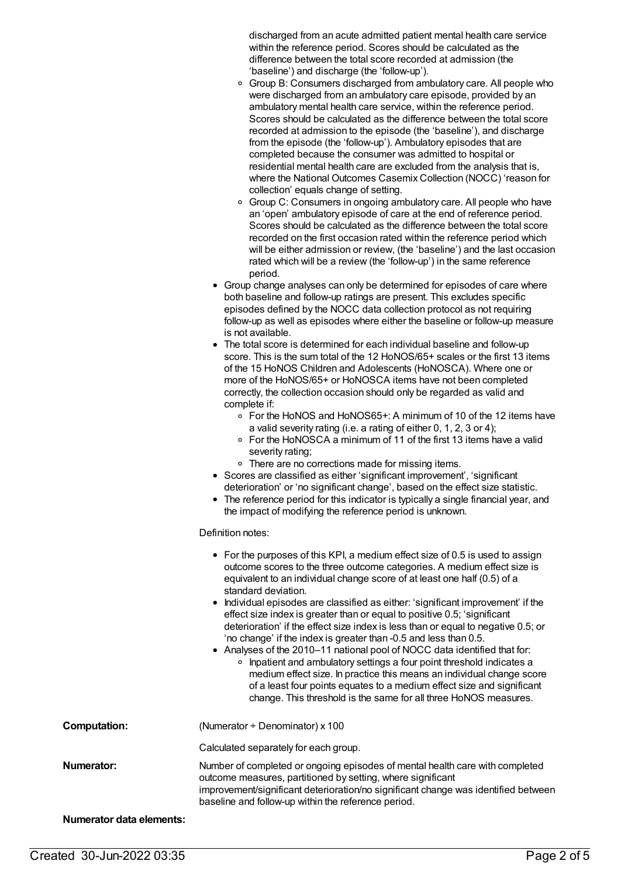discharged from an acute admitted patient mental health care service within the reference period. Scores should be calculated as the difference between the total score recorded at admission (the 'baseline') and discharge (the 'follow-up').
    - Group B: Consumers discharged from ambulatory care. All people who were discharged from an ambulatory care episode, provided by an ambulatory mental health care service, within the reference period. Scores should be calculated as the difference between the total score recorded at admission to the episode (the 'baseline'), and discharge from the episode (the 'follow-up'). Ambulatory episodes that are completed because the consumer was admitted to hospital or residential mental health care are excluded from the analysis that is, where the National Outcomes Casemix Collection (NOCC) 'reason for collection' equals change of setting.
    - Group C: Consumers in ongoing ambulatory care. All people who have an 'open' ambulatory episode of care at the end of reference period. Scores should be calculated as the difference between the total score recorded on the first occasion rated within the reference period which will be either admission or review, (the 'baseline') and the last occasion rated which will be a review (the 'follow-up') in the same reference period.
- Group change analyses can only be determined for episodes of care where both baseline and follow-up ratings are present. This excludes specific episodes defined by the NOCC data collection protocol as not requiring follow-up as well as episodes where either the baseline or follow-up measure is not available.
- The total score is determined for each individual baseline and follow-up score. This is the sum total of the 12 HoNOS/65+ scales or the first 13 items of the 15 HoNOS Children and Adolescents (HoNOSCA). Where one or more of the HoNOS/65+ or HoNOSCA items have not been completed correctly, the collection occasion should only be regarded as valid and complete if:
    - For the HoNOS and HoNOS65+: A minimum of 10 of the 12 items have a valid severity rating (i.e. a rating of either 0, 1, 2, 3 or 4);
    - For the HoNOSCA a minimum of 11 of the first 13 items have a valid severity rating;
    - There are no corrections made for missing items.
- Scores are classified as either 'significant improvement', 'significant deterioration' or 'no significant change', based on the effect size statistic.
- The reference period for this indicator is typically a single financial year, and the impact of modifying the reference period is unknown.

Definition notes:

- For the purposes of this KPI, a medium effect size of 0.5 is used to assign outcome scores to the three outcome categories. A medium effect size is equivalent to an individual change score of at least one half (0.5) of a standard deviation.
- Individual episodes are classified as either: 'significant improvement' if the effect size index is greater than or equal to positive 0.5; 'significant deterioration' if the effect size index is less than or equal to negative 0.5; or 'no change' if the index is greater than -0.5 and less than 0.5.
- Analyses of the 2010–11 national pool of NOCC data identified that for:
    - Inpatient and ambulatory settings a four point threshold indicates a medium effect size. In practice this means an individual change score of a least four points equates to a medium effect size and significant change. This threshold is the same for all three HoNOS measures.

**Computation:** (Numerator ÷ Denominator) x 100

Calculated separately for each group.

**Numerator:** Number of completed or ongoing episodes of mental health care with completed outcome measures, partitioned by setting, where significant improvement/significant deterioration/no significant change was identified between baseline and follow-up within the reference period.

**Numerator data elements:**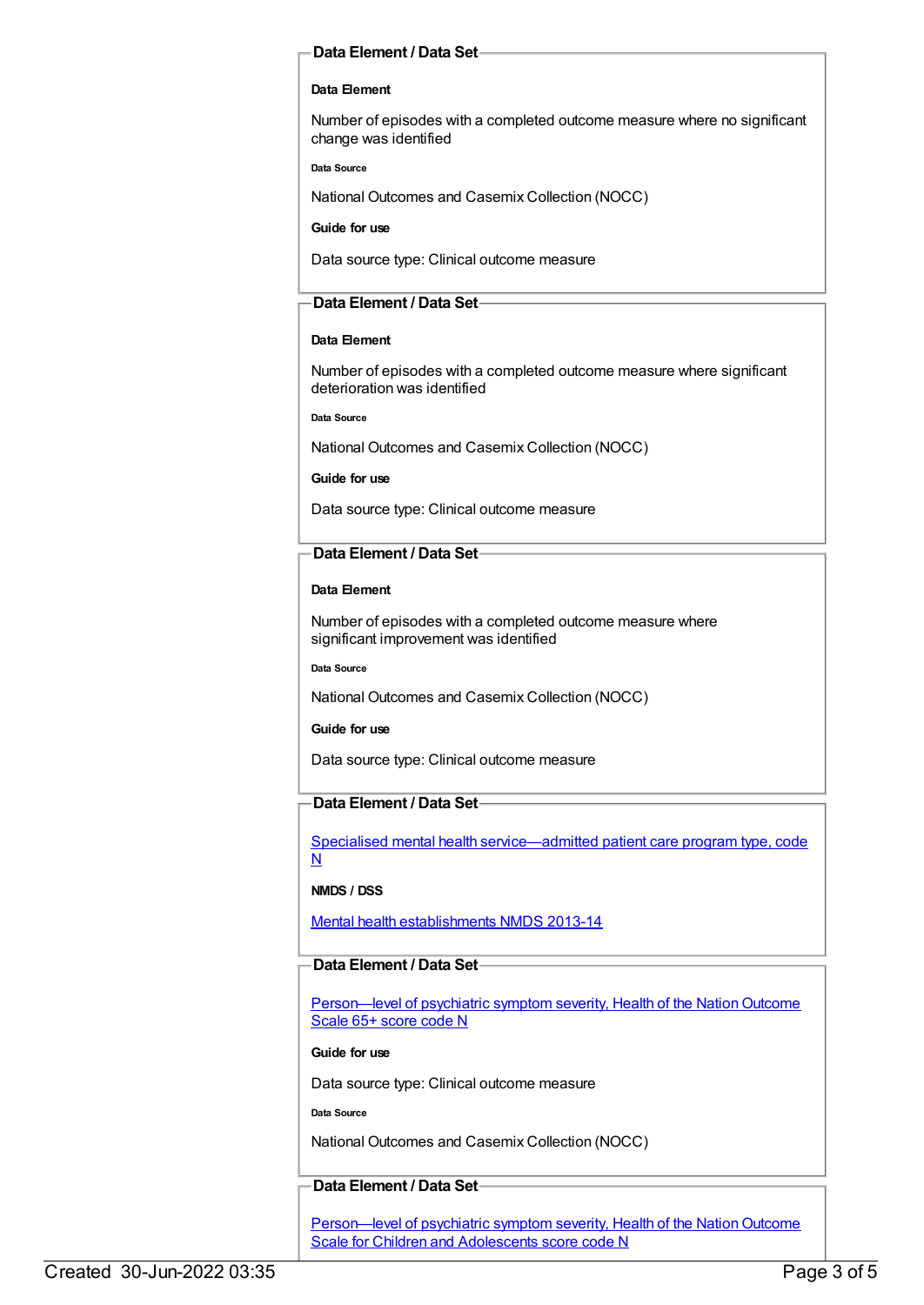### Data Element / Data Set

**Data Element**

Number of episodes with a completed outcome measure where no significant change was identified

**Data Source**

National Outcomes and Casemix Collection (NOCC)

**Guide for use**

Data source type: Clinical outcome measure

### Data Element / Data Set

**Data Element**

Number of episodes with a completed outcome measure where significant deterioration was identified

**Data Source**

National Outcomes and Casemix Collection (NOCC)

**Guide for use**

Data source type: Clinical outcome measure

### Data Element / Data Set

**Data Element**

Number of episodes with a completed outcome measure where significant improvement was identified

**Data Source**

National Outcomes and Casemix Collection (NOCC)

**Guide for use**

Data source type: Clinical outcome measure

### Data Element / Data Set

Specialised mental health service—admitted patient care program type, code N

**NMDS / DSS**

Mental health establishments NMDS 2013-14

### Data Element / Data Set

Person—level of psychiatric symptom severity, Health of the Nation Outcome Scale 65+ score code N

**Guide for use**

Data source type: Clinical outcome measure

**Data Source**

National Outcomes and Casemix Collection (NOCC)

### Data Element / Data Set

Person—level of psychiatric symptom severity, Health of the Nation Outcome Scale for Children and Adolescents score code N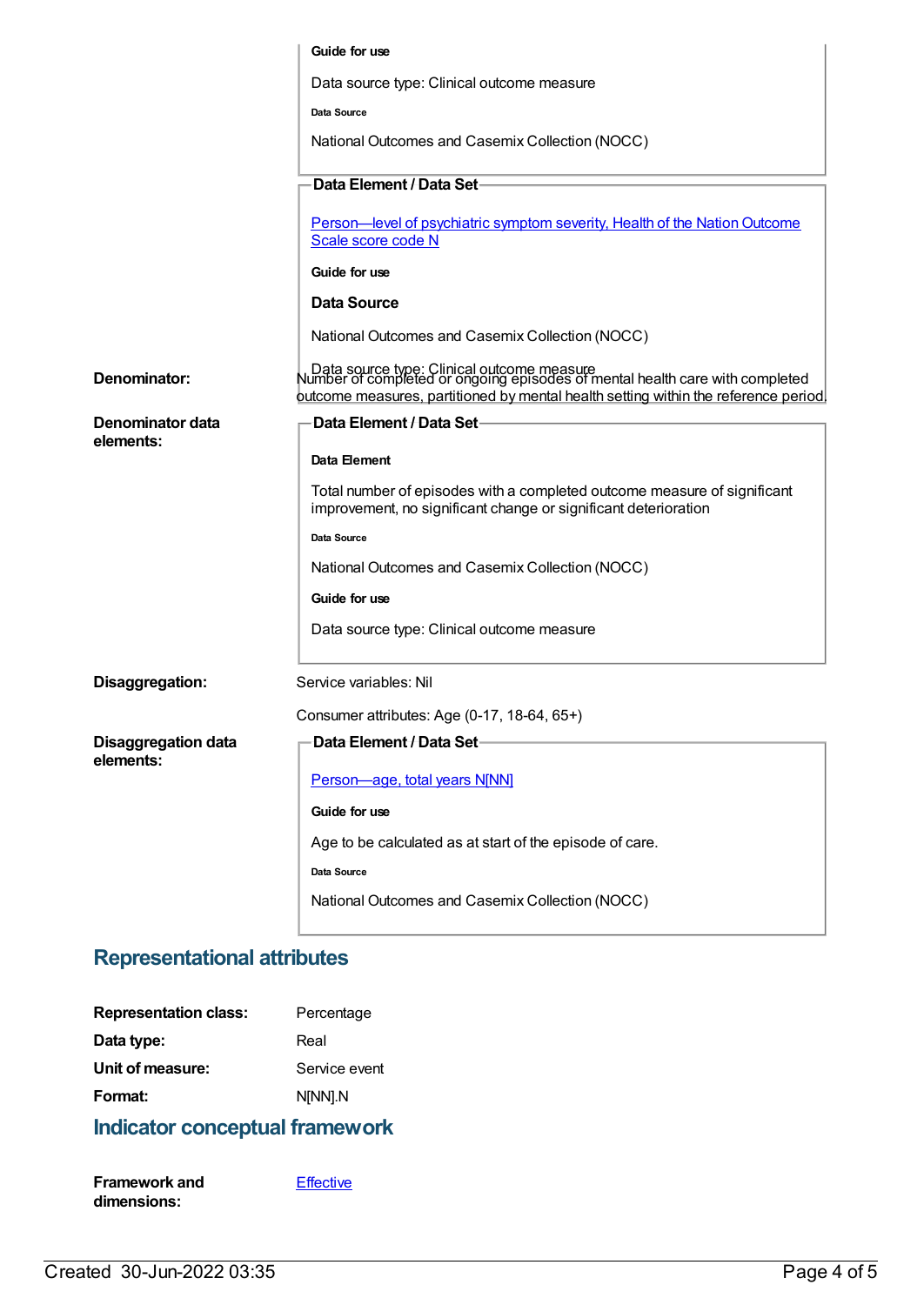**Guide for use**

Data source type: Clinical outcome measure

**Data Source**

National Outcomes and Casemix Collection (NOCC)

**Data Element / Data Set**

[Person—level of psychiatric symptom severity, Health of the Nation Outcome Scale score code N]

**Guide for use**

**Data Source**

National Outcomes and Casemix Collection (NOCC)

Data source type: Clinical outcome measure

**Denominator:** Number of completed or ongoing episodes of mental health care with completed outcome measures, partitioned by mental health setting within the reference period.

**Denominator data elements:**

**Data Element / Data Set**

**Data Element**

Total number of episodes with a completed outcome measure of significant improvement, no significant change or significant deterioration

**Data Source**

National Outcomes and Casemix Collection (NOCC)

**Guide for use**

Data source type: Clinical outcome measure

**Disaggregation:** Service variables: Nil

Consumer attributes: Age (0-17, 18-64, 65+)

**Disaggregation data elements:**

**Data Element / Data Set**

[Person—age, total years N[NN]]

**Guide for use**

Age to be calculated as at start of the episode of care.

**Data Source**

National Outcomes and Casemix Collection (NOCC)

## Representational attributes

**Representation class:** Percentage

**Data type:** Real

**Unit of measure:** Service event

**Format:** N[NN].N

## Indicator conceptual framework

**Framework and dimensions:** [Effective]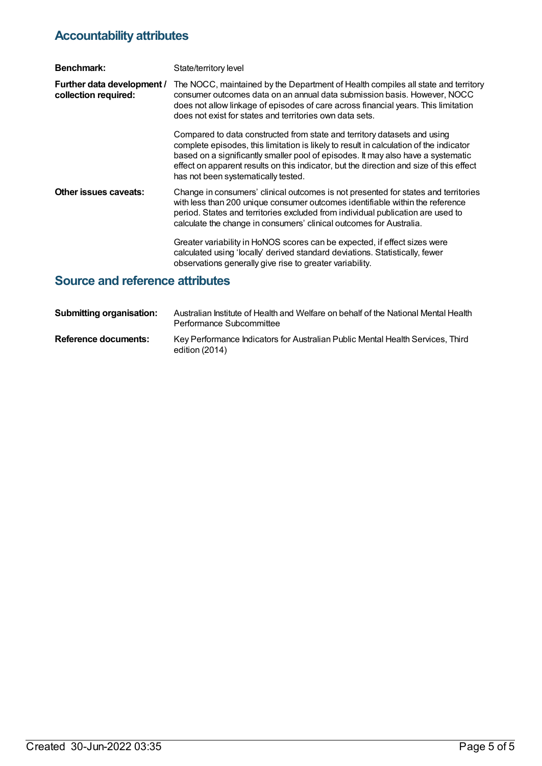## Accountability attributes

| | |
|---|---|
| **Benchmark:** | State/territory level |
| **Further data development / collection required:** | The NOCC, maintained by the Department of Health compiles all state and territory consumer outcomes data on an annual data submission basis. However, NOCC does not allow linkage of episodes of care across financial years. This limitation does not exist for states and territories own data sets.<br><br>Compared to data constructed from state and territory datasets and using complete episodes, this limitation is likely to result in calculation of the indicator based on a significantly smaller pool of episodes. It may also have a systematic effect on apparent results on this indicator, but the direction and size of this effect has not been systematically tested. |
| **Other issues caveats:** | Change in consumers' clinical outcomes is not presented for states and territories with less than 200 unique consumer outcomes identifiable within the reference period. States and territories excluded from individual publication are used to calculate the change in consumers' clinical outcomes for Australia.<br><br>Greater variability in HoNOS scores can be expected, if effect sizes were calculated using 'locally' derived standard deviations. Statistically, fewer observations generally give rise to greater variability. |

## Source and reference attributes

| | |
|---|---|
| **Submitting organisation:** | Australian Institute of Health and Welfare on behalf of the National Mental Health Performance Subcommittee |
| **Reference documents:** | Key Performance Indicators for Australian Public Mental Health Services, Third edition (2014) |

Created 30-Jun-2022 03:35